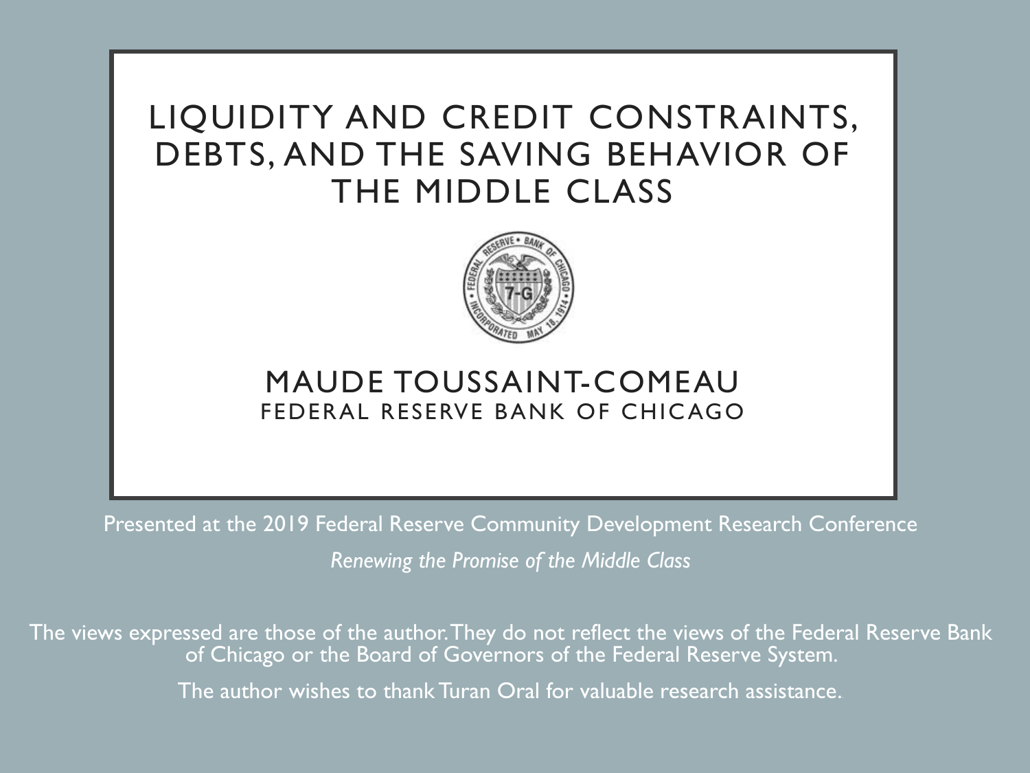# LIQUIDITY AND CREDIT CONSTRAINTS, DEBTS, AND THE SAVING BEHAVIOR OF THE MIDDLE CLASS

## MAUDE TOUSSAINT-COMEAU

FEDERAL RESERVE BANK OF CHICAGO

Presented at the 2019 Federal Reserve Community Development Research Conference

*Renewing the Promise of the Middle Class*

The views expressed are those of the author. They do not reflect the views of the Federal Reserve Bank of Chicago or the Board of Governors of the Federal Reserve System.

The author wishes to thank Turan Oral for valuable research assistance.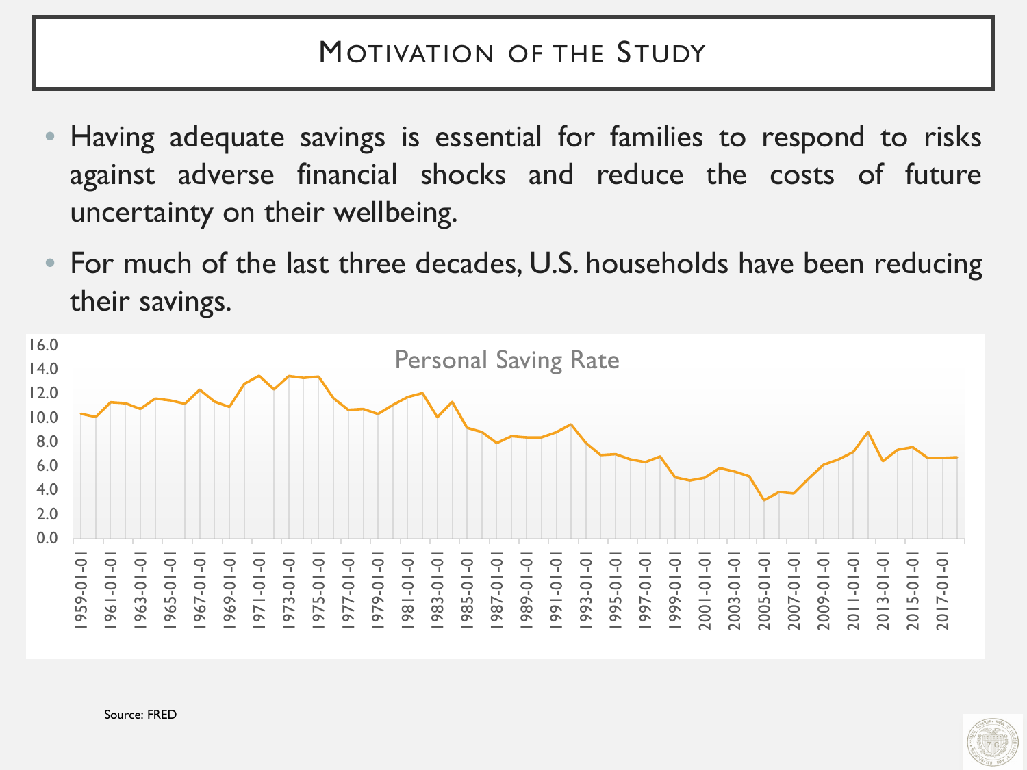# Motivation of the Study

- Having adequate savings is essential for families to respond to risks against adverse financial shocks and reduce the costs of future uncertainty on their wellbeing.
- For much of the last three decades, U.S. households have been reducing their savings.

Personal Saving Rate

Source: FRED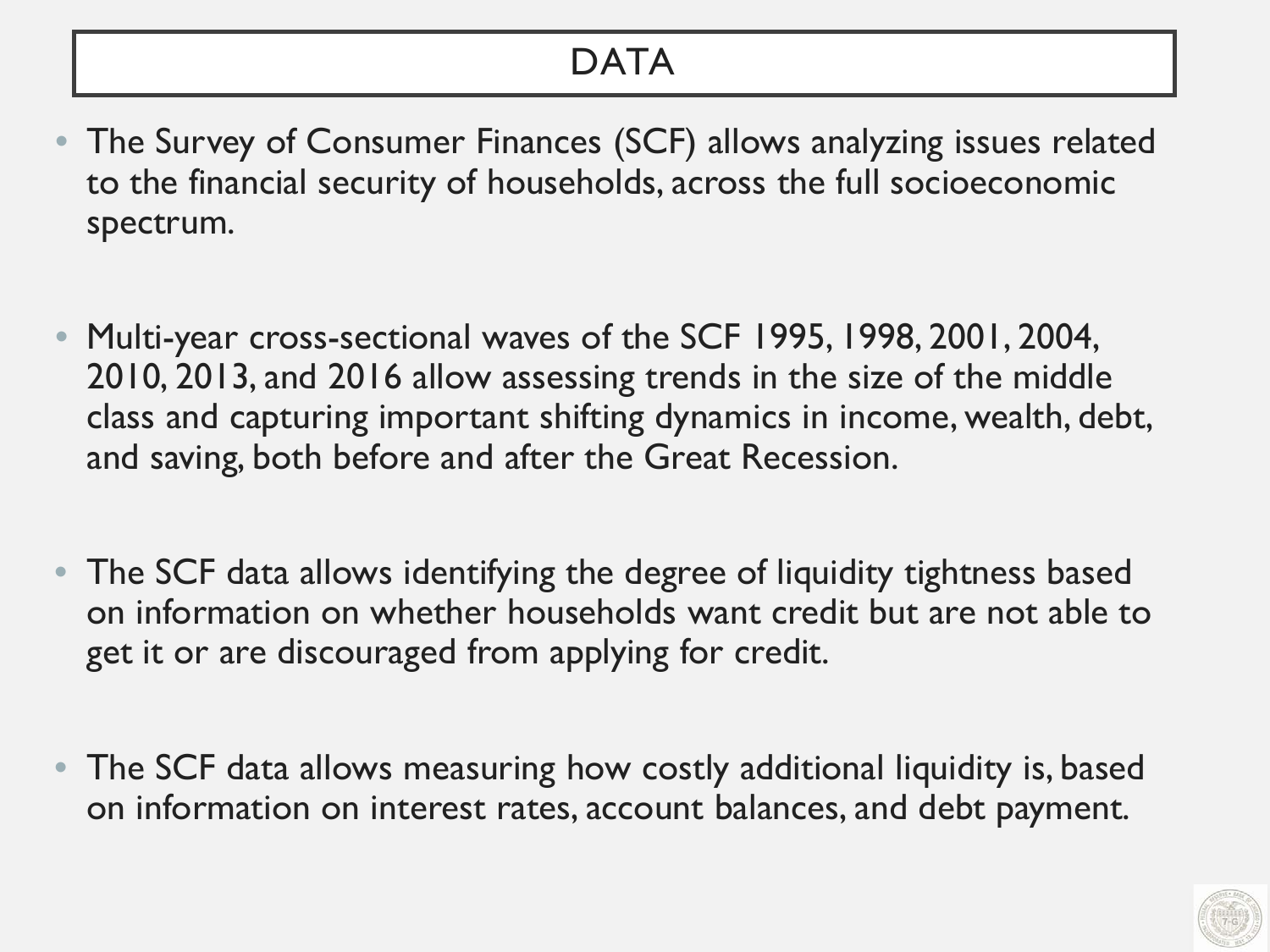# DATA

- The Survey of Consumer Finances (SCF) allows analyzing issues related to the financial security of households, across the full socioeconomic spectrum.
- Multi-year cross-sectional waves of the SCF 1995, 1998, 2001, 2004, 2010, 2013, and 2016 allow assessing trends in the size of the middle class and capturing important shifting dynamics in income, wealth, debt, and saving, both before and after the Great Recession.
- The SCF data allows identifying the degree of liquidity tightness based on information on whether households want credit but are not able to get it or are discouraged from applying for credit.
- The SCF data allows measuring how costly additional liquidity is, based on information on interest rates, account balances, and debt payment.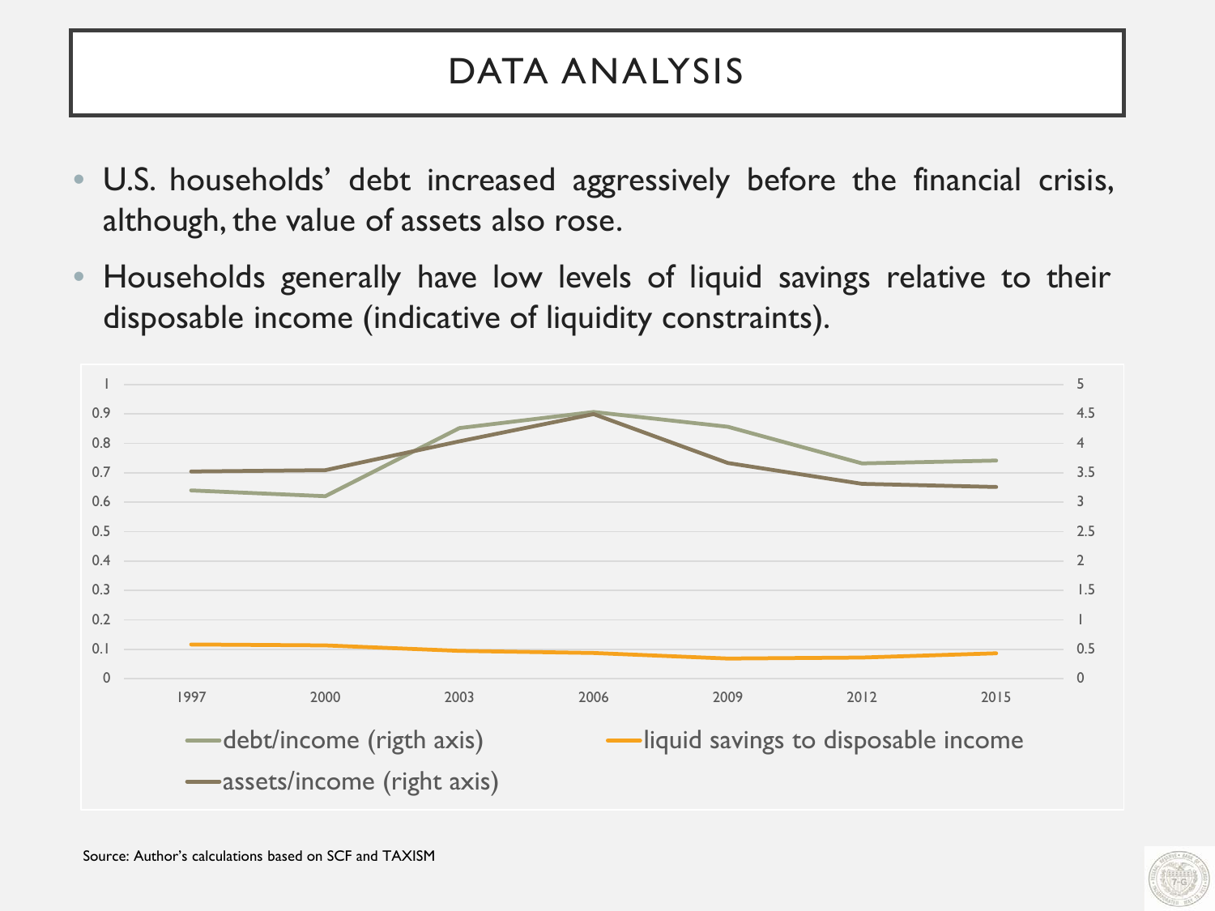# DATA ANALYSIS

- U.S. households' debt increased aggressively before the financial crisis, although, the value of assets also rose.
- Households generally have low levels of liquid savings relative to their disposable income (indicative of liquidity constraints).

Source: Author's calculations based on SCF and TAXISM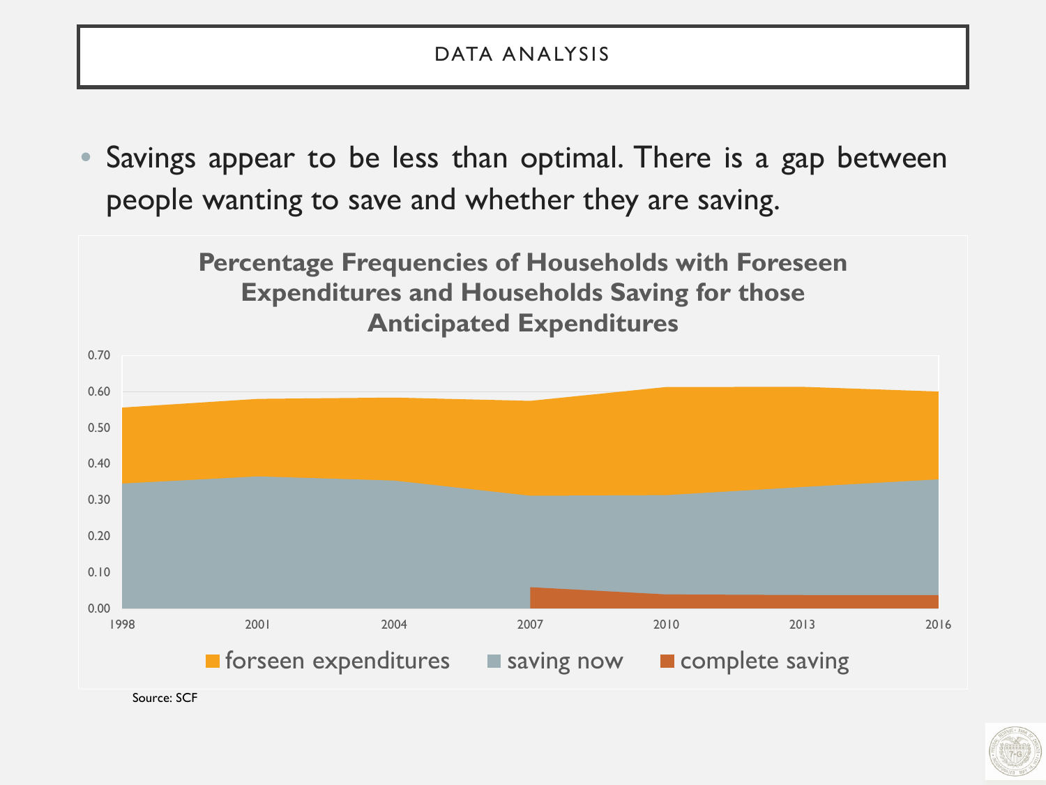# DATA ANALYSIS

- Savings appear to be less than optimal. There is a gap between people wanting to save and whether they are saving.

**Percentage Frequencies of Households with Foreseen Expenditures and Households Saving for those Anticipated Expenditures**

0.70
0.60
0.50
0.40
0.30
0.20
0.10
0.00

1998 2001 2004 2007 2010 2013 2016

forseen expenditures    saving now    complete saving

Source: SCF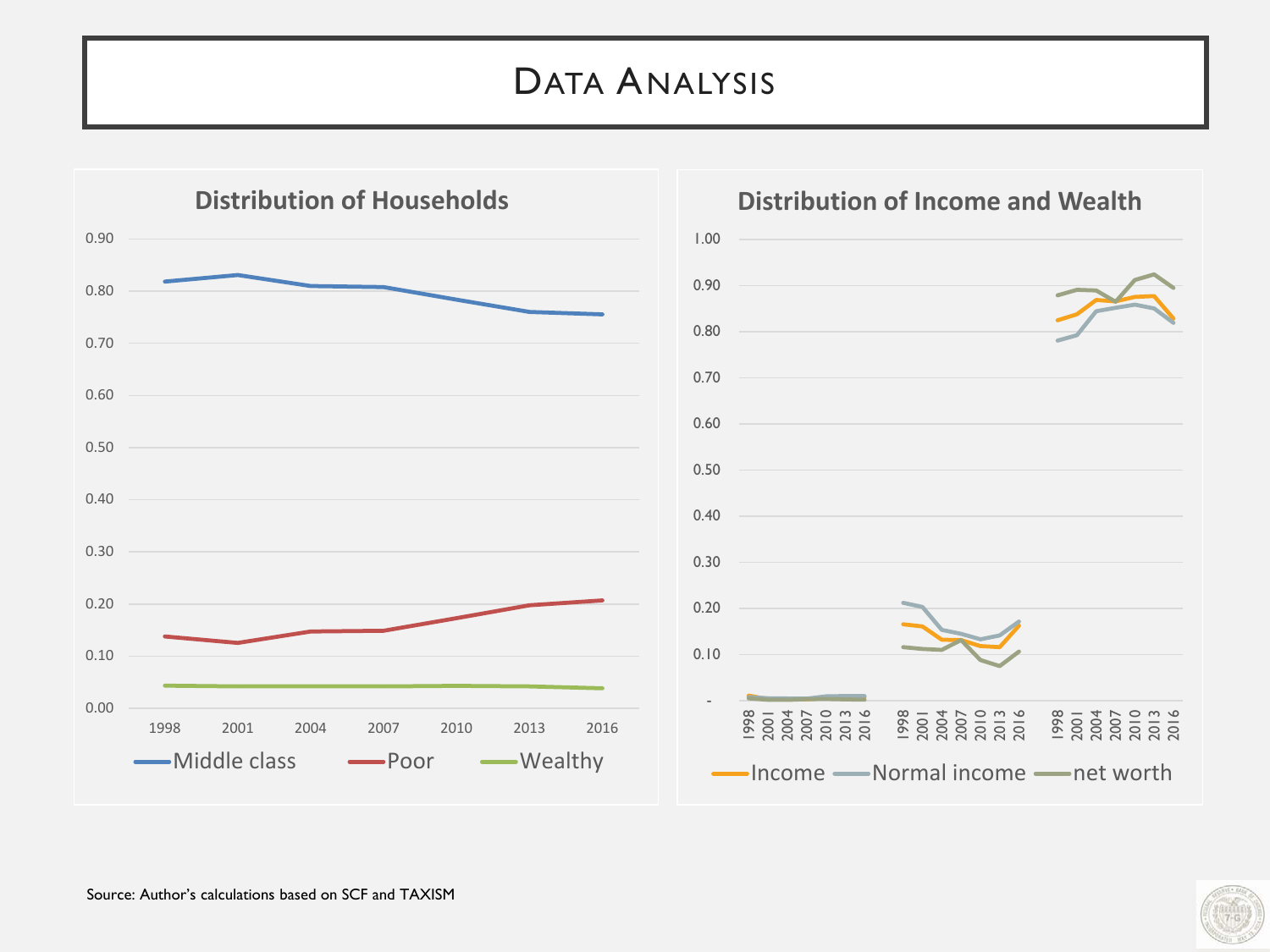# Data Analysis

**Distribution of Households**

**Distribution of Income and Wealth**

Source: Author's calculations based on SCF and TAXISM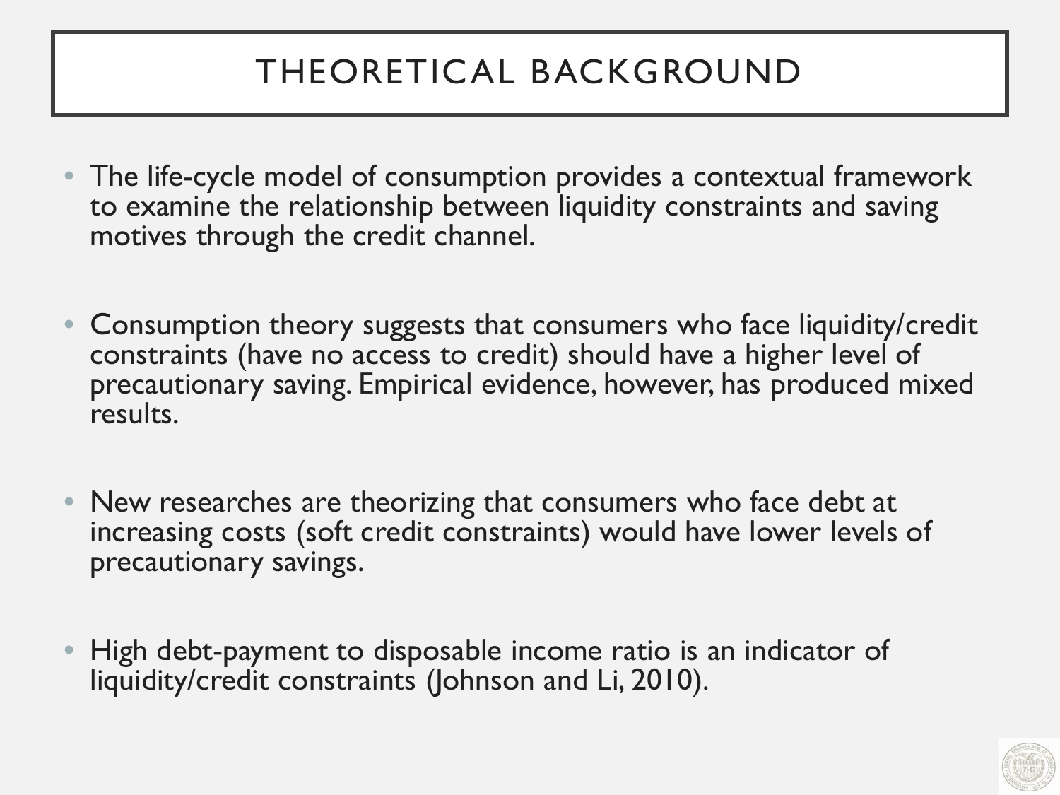# THEORETICAL BACKGROUND

- The life-cycle model of consumption provides a contextual framework to examine the relationship between liquidity constraints and saving motives through the credit channel.

- Consumption theory suggests that consumers who face liquidity/credit constraints (have no access to credit) should have a higher level of precautionary saving. Empirical evidence, however, has produced mixed results.

- New researches are theorizing that consumers who face debt at increasing costs (soft credit constraints) would have lower levels of precautionary savings.

- High debt-payment to disposable income ratio is an indicator of liquidity/credit constraints (Johnson and Li, 2010).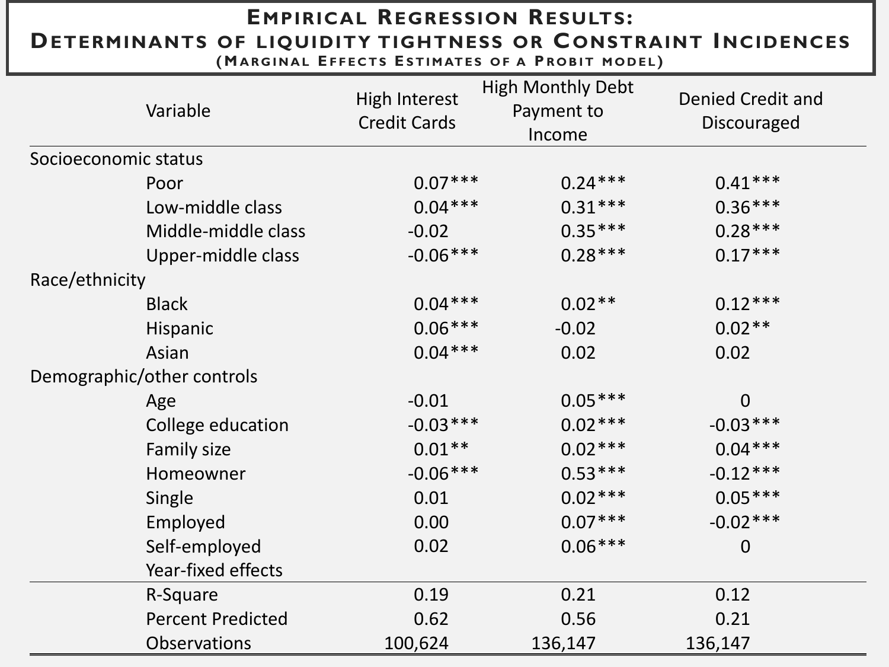## Empirical Regression Results: Determinants of liquidity tightness or Constraint Incidences

(Marginal Effects Estimates of a Probit model)

| Variable | High Interest Credit Cards | High Monthly Debt Payment to Income | Denied Credit and Discouraged |
|---|---|---|---|
| **Socioeconomic status** | | | |
| Poor | 0.07*** | 0.24*** | 0.41*** |
| Low-middle class | 0.04*** | 0.31*** | 0.36*** |
| Middle-middle class | -0.02 | 0.35*** | 0.28*** |
| Upper-middle class | -0.06*** | 0.28*** | 0.17*** |
| **Race/ethnicity** | | | |
| Black | 0.04*** | 0.02** | 0.12*** |
| Hispanic | 0.06*** | -0.02 | 0.02** |
| Asian | 0.04*** | 0.02 | 0.02 |
| **Demographic/other controls** | | | |
| Age | -0.01 | 0.05*** | 0 |
| College education | -0.03*** | 0.02*** | -0.03*** |
| Family size | 0.01** | 0.02*** | 0.04*** |
| Homeowner | -0.06*** | 0.53*** | -0.12*** |
| Single | 0.01 | 0.02*** | 0.05*** |
| Employed | 0.00 | 0.07*** | -0.02*** |
| Self-employed | 0.02 | 0.06*** | 0 |
| Year-fixed effects | | | |
| R-Square | 0.19 | 0.21 | 0.12 |
| Percent Predicted | 0.62 | 0.56 | 0.21 |
| Observations | 100,624 | 136,147 | 136,147 |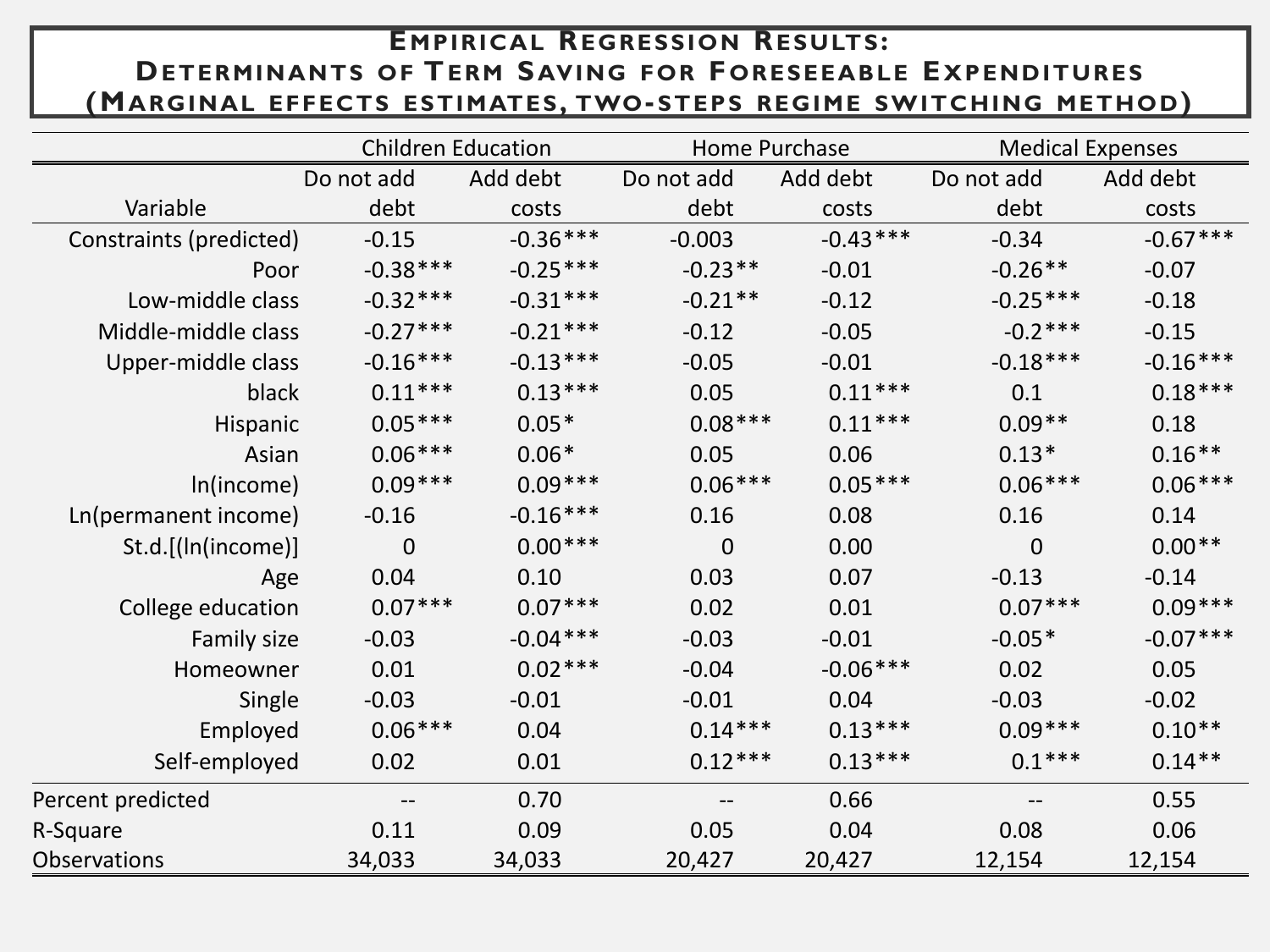# Empirical Regression Results: Determinants of Term Saving for Foreseeable Expenditures (Marginal effects estimates, two-steps regime switching method)

| Variable | Children Education | | Home Purchase | | Medical Expenses | |
|---|---|---|---|---|---|---|
| | Do not add debt | Add debt costs | Do not add debt | Add debt costs | Do not add debt | Add debt costs |
| Constraints (predicted) | -0.15 | -0.36*** | -0.003 | -0.43*** | -0.34 | -0.67*** |
| Poor | -0.38*** | -0.25*** | -0.23** | -0.01 | -0.26** | -0.07 |
| Low-middle class | -0.32*** | -0.31*** | -0.21** | -0.12 | -0.25*** | -0.18 |
| Middle-middle class | -0.27*** | -0.21*** | -0.12 | -0.05 | -0.2*** | -0.15 |
| Upper-middle class | -0.16*** | -0.13*** | -0.05 | -0.01 | -0.18*** | -0.16*** |
| black | 0.11*** | 0.13*** | 0.05 | 0.11*** | 0.1 | 0.18*** |
| Hispanic | 0.05*** | 0.05* | 0.08*** | 0.11*** | 0.09** | 0.18 |
| Asian | 0.06*** | 0.06* | 0.05 | 0.06 | 0.13* | 0.16** |
| ln(income) | 0.09*** | 0.09*** | 0.06*** | 0.05*** | 0.06*** | 0.06*** |
| Ln(permanent income) | -0.16 | -0.16*** | 0.16 | 0.08 | 0.16 | 0.14 |
| St.d.[(ln(income)] | 0 | 0.00*** | 0 | 0.00 | 0 | 0.00** |
| Age | 0.04 | 0.10 | 0.03 | 0.07 | -0.13 | -0.14 |
| College education | 0.07*** | 0.07*** | 0.02 | 0.01 | 0.07*** | 0.09*** |
| Family size | -0.03 | -0.04*** | -0.03 | -0.01 | -0.05* | -0.07*** |
| Homeowner | 0.01 | 0.02*** | -0.04 | -0.06*** | 0.02 | 0.05 |
| Single | -0.03 | -0.01 | -0.01 | 0.04 | -0.03 | -0.02 |
| Employed | 0.06*** | 0.04 | 0.14*** | 0.13*** | 0.09*** | 0.10** |
| Self-employed | 0.02 | 0.01 | 0.12*** | 0.13*** | 0.1*** | 0.14** |
| Percent predicted | -- | 0.70 | -- | 0.66 | -- | 0.55 |
| R-Square | 0.11 | 0.09 | 0.05 | 0.04 | 0.08 | 0.06 |
| Observations | 34,033 | 34,033 | 20,427 | 20,427 | 12,154 | 12,154 |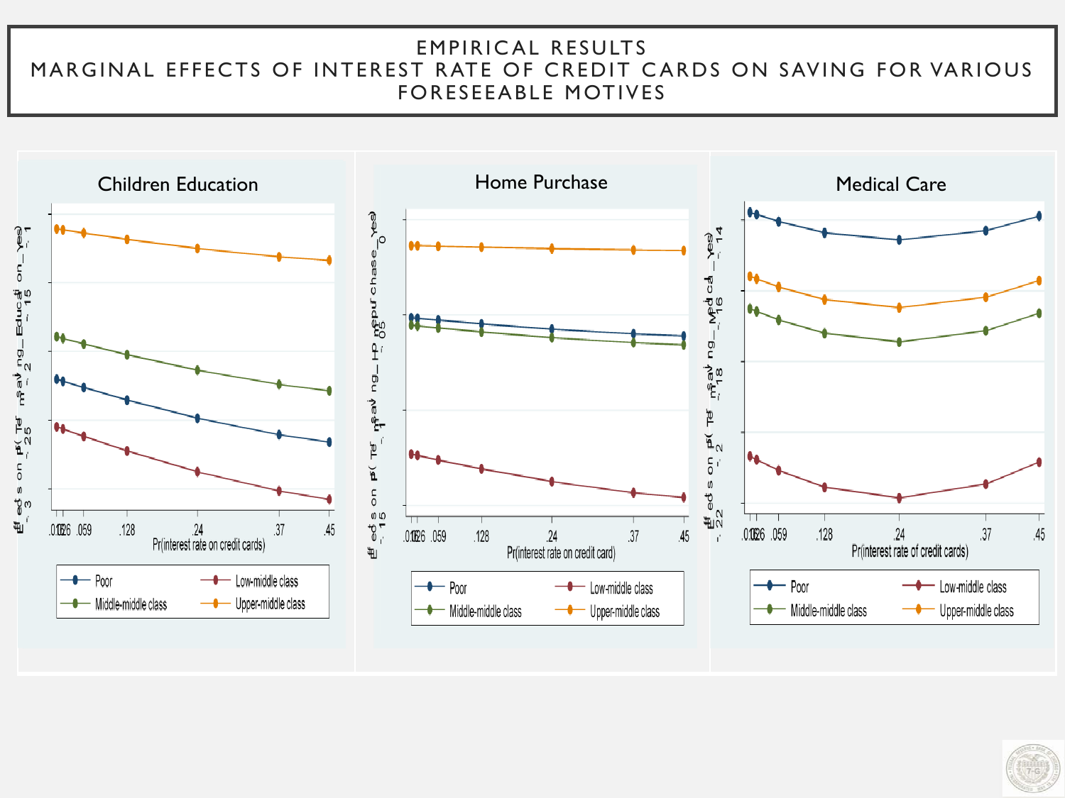# EMPIRICAL RESULTS
## MARGINAL EFFECTS OF INTEREST RATE OF CREDIT CARDS ON SAVING FOR VARIOUS FORESEEABLE MOTIVES

### Children Education

Effects on Pr(Term_saving_Education_yes)

Pr(interest rate on credit cards)

Poor — Low-middle class — Middle-middle class — Upper-middle class

### Home Purchase

Effects on Pr(Term_saving_HPurchase_yes)

Pr(interest rate on credit card)

Poor — Low-middle class — Middle-middle class — Upper-middle class

### Medical Care

Effects on Pr(Term_saving_Medical_yes)

Pr(interest rate of credit cards)

Poor — Low-middle class — Middle-middle class — Upper-middle class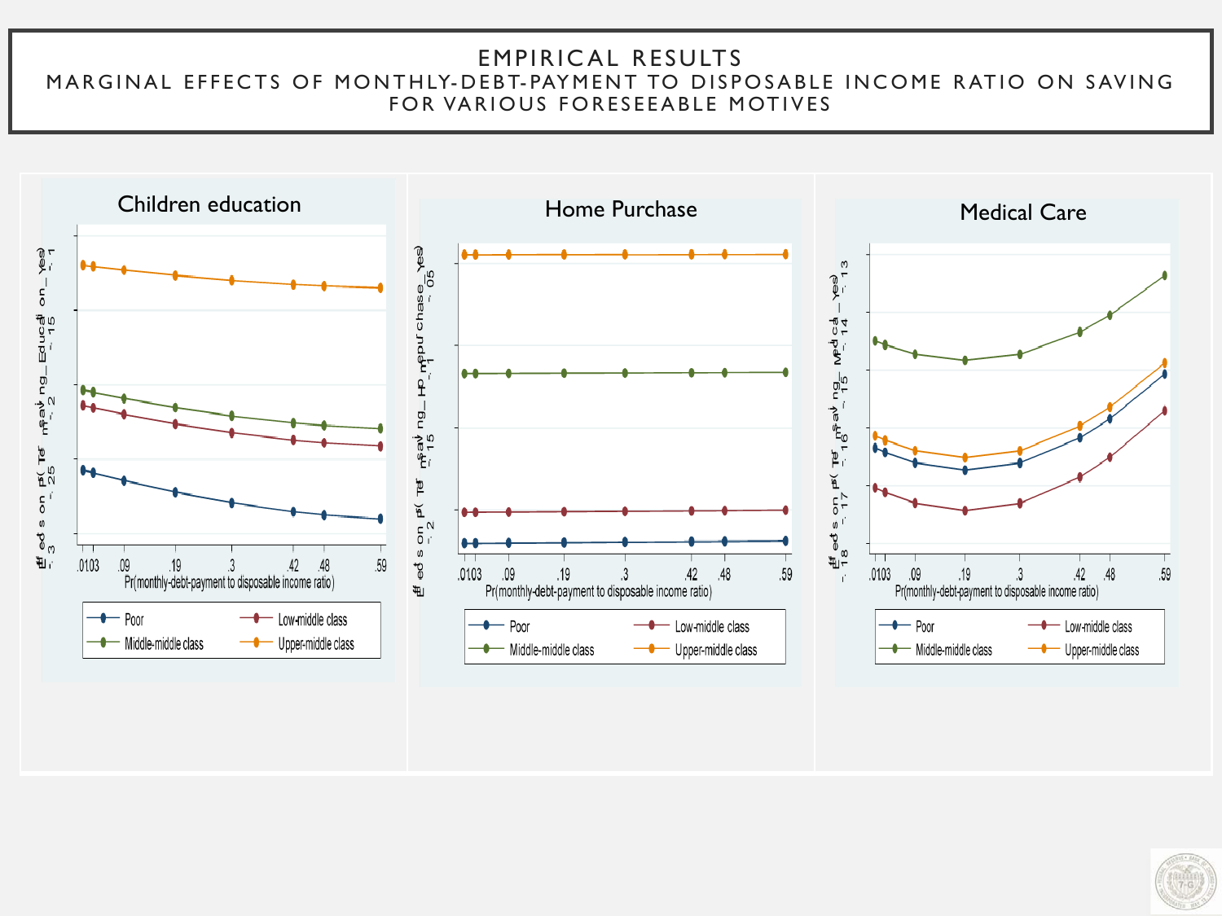# EMPIRICAL RESULTS
## MARGINAL EFFECTS OF MONTHLY-DEBT-PAYMENT TO DISPOSABLE INCOME RATIO ON SAVING FOR VARIOUS FORESEEABLE MOTIVES

### Children education

Effects on Pr(Tef_msaving_Education_Yes)

Pr(monthly-debt-payment to disposable income ratio)

Poor | Low-middle class | Middle-middle class | Upper-middle class

### Home Purchase

Effects on Pr(Tef_msaving_HPurchase_Yes)

Pr(monthly-debt-payment to disposable income ratio)

Poor | Low-middle class | Middle-middle class | Upper-middle class

### Medical Care

Effects on Pr(Tef_msaving_Medical_Yes)

Pr(monthly-debt-payment to disposable income ratio)

Poor | Low-middle class | Middle-middle class | Upper-middle class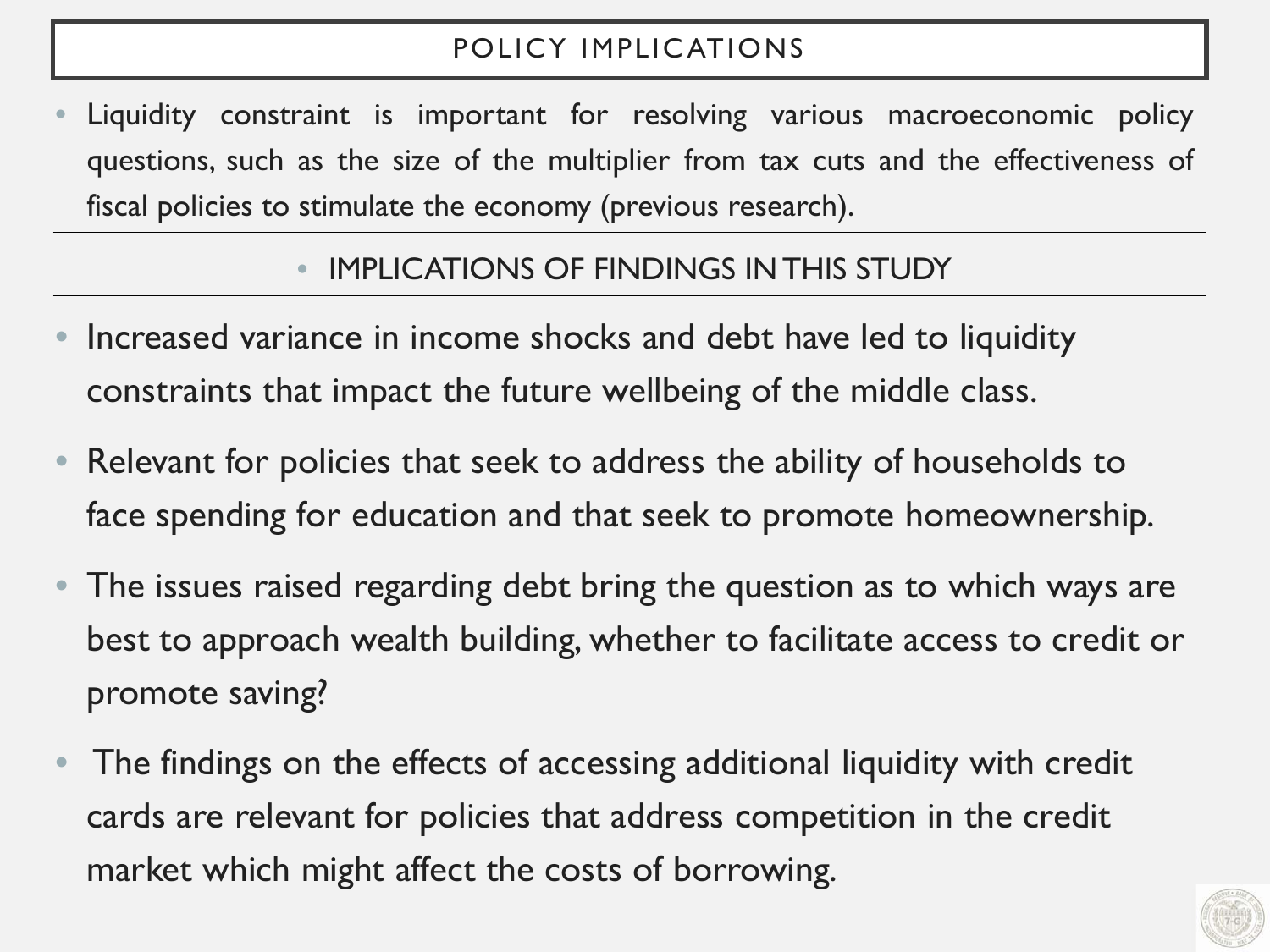# POLICY IMPLICATIONS

- Liquidity constraint is important for resolving various macroeconomic policy questions, such as the size of the multiplier from tax cuts and the effectiveness of fiscal policies to stimulate the economy (previous research).

## IMPLICATIONS OF FINDINGS IN THIS STUDY

- Increased variance in income shocks and debt have led to liquidity constraints that impact the future wellbeing of the middle class.
- Relevant for policies that seek to address the ability of households to face spending for education and that seek to promote homeownership.
- The issues raised regarding debt bring the question as to which ways are best to approach wealth building, whether to facilitate access to credit or promote saving?
- The findings on the effects of accessing additional liquidity with credit cards are relevant for policies that address competition in the credit market which might affect the costs of borrowing.